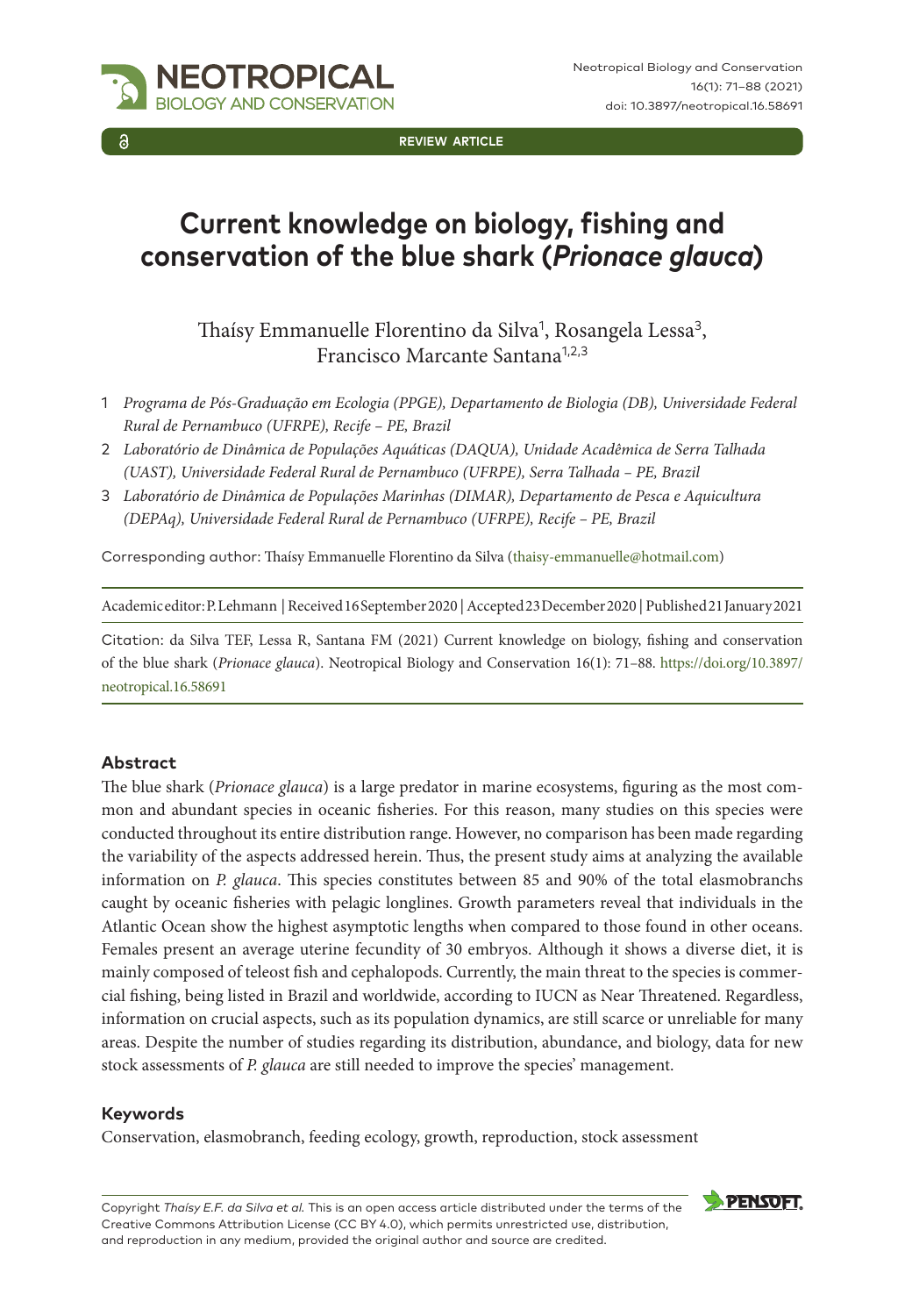REVIEW ARTICLE

# Current knowledge on biology, fishing and conservation of the blue shark (*Prionace glauca*)

Thaísy Emmanuelle Florentino da Silva[1], Rosangela Lessa[3], Francisco Marcante Santana[1,2,3]

1 *Programa de Pós-Graduação em Ecologia (PPGE), Departamento de Biologia (DB), Universidade Federal Rural de Pernambuco (UFRPE), Recife – PE, Brazil*
2 *Laboratório de Dinâmica de Populações Aquáticas (DAQUA), Unidade Acadêmica de Serra Talhada (UAST), Universidade Federal Rural de Pernambuco (UFRPE), Serra Talhada – PE, Brazil*
3 *Laboratório de Dinâmica de Populações Marinhas (DIMAR), Departamento de Pesca e Aquicultura (DEPAq), Universidade Federal Rural de Pernambuco (UFRPE), Recife – PE, Brazil*

Corresponding author: Thaísy Emmanuelle Florentino da Silva (thaisy-emmanuelle@hotmail.com)

Academic editor: P. Lehmann | Received 16 September 2020 | Accepted 23 December 2020 | Published 21 January 2021

Citation: da Silva TEF, Lessa R, Santana FM (2021) Current knowledge on biology, fishing and conservation of the blue shark (*Prionace glauca*). Neotropical Biology and Conservation 16(1): 71–88. https://doi.org/10.3897/neotropical.16.58691

## Abstract

The blue shark (*Prionace glauca*) is a large predator in marine ecosystems, figuring as the most common and abundant species in oceanic fisheries. For this reason, many studies on this species were conducted throughout its entire distribution range. However, no comparison has been made regarding the variability of the aspects addressed herein. Thus, the present study aims at analyzing the available information on *P. glauca*. This species constitutes between 85 and 90% of the total elasmobranchs caught by oceanic fisheries with pelagic longlines. Growth parameters reveal that individuals in the Atlantic Ocean show the highest asymptotic lengths when compared to those found in other oceans. Females present an average uterine fecundity of 30 embryos. Although it shows a diverse diet, it is mainly composed of teleost fish and cephalopods. Currently, the main threat to the species is commercial fishing, being listed in Brazil and worldwide, according to IUCN as Near Threatened. Regardless, information on crucial aspects, such as its population dynamics, are still scarce or unreliable for many areas. Despite the number of studies regarding its distribution, abundance, and biology, data for new stock assessments of *P. glauca* are still needed to improve the species' management.

## Keywords

Conservation, elasmobranch, feeding ecology, growth, reproduction, stock assessment

Copyright *Thaísy E.F. da Silva et al.* This is an open access article distributed under the terms of the Creative Commons Attribution License (CC BY 4.0), which permits unrestricted use, distribution, and reproduction in any medium, provided the original author and source are credited.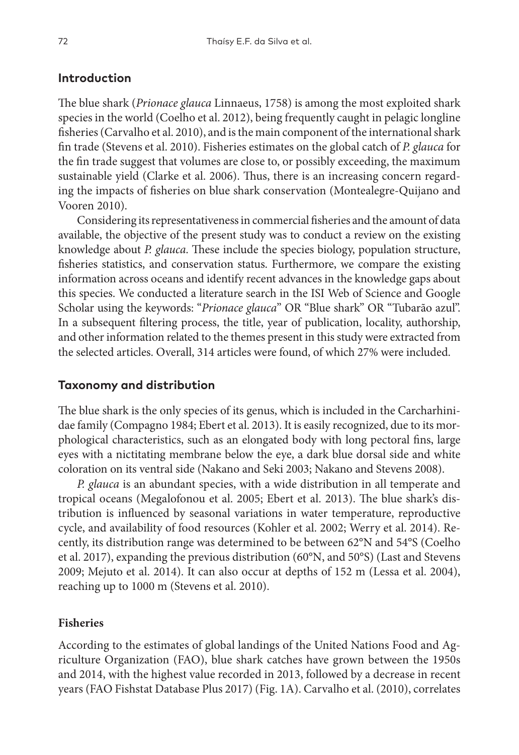## Introduction

The blue shark (*Prionace glauca* Linnaeus, 1758) is among the most exploited shark species in the world (Coelho et al. 2012), being frequently caught in pelagic longline fisheries (Carvalho et al. 2010), and is the main component of the international shark fin trade (Stevens et al. 2010). Fisheries estimates on the global catch of *P. glauca* for the fin trade suggest that volumes are close to, or possibly exceeding, the maximum sustainable yield (Clarke et al. 2006). Thus, there is an increasing concern regarding the impacts of fisheries on blue shark conservation (Montealegre-Quijano and Vooren 2010).

Considering its representativeness in commercial fisheries and the amount of data available, the objective of the present study was to conduct a review on the existing knowledge about *P. glauca*. These include the species biology, population structure, fisheries statistics, and conservation status. Furthermore, we compare the existing information across oceans and identify recent advances in the knowledge gaps about this species. We conducted a literature search in the ISI Web of Science and Google Scholar using the keywords: "*Prionace glauca*" OR "Blue shark" OR "Tubarão azul". In a subsequent filtering process, the title, year of publication, locality, authorship, and other information related to the themes present in this study were extracted from the selected articles. Overall, 314 articles were found, of which 27% were included.

## Taxonomy and distribution

The blue shark is the only species of its genus, which is included in the Carcharhinidae family (Compagno 1984; Ebert et al. 2013). It is easily recognized, due to its morphological characteristics, such as an elongated body with long pectoral fins, large eyes with a nictitating membrane below the eye, a dark blue dorsal side and white coloration on its ventral side (Nakano and Seki 2003; Nakano and Stevens 2008).

*P. glauca* is an abundant species, with a wide distribution in all temperate and tropical oceans (Megalofonou et al. 2005; Ebert et al. 2013). The blue shark's distribution is influenced by seasonal variations in water temperature, reproductive cycle, and availability of food resources (Kohler et al. 2002; Werry et al. 2014). Recently, its distribution range was determined to be between 62°N and 54°S (Coelho et al. 2017), expanding the previous distribution (60°N, and 50°S) (Last and Stevens 2009; Mejuto et al. 2014). It can also occur at depths of 152 m (Lessa et al. 2004), reaching up to 1000 m (Stevens et al. 2010).

### Fisheries

According to the estimates of global landings of the United Nations Food and Agriculture Organization (FAO), blue shark catches have grown between the 1950s and 2014, with the highest value recorded in 2013, followed by a decrease in recent years (FAO Fishstat Database Plus 2017) (Fig. 1A). Carvalho et al. (2010), correlates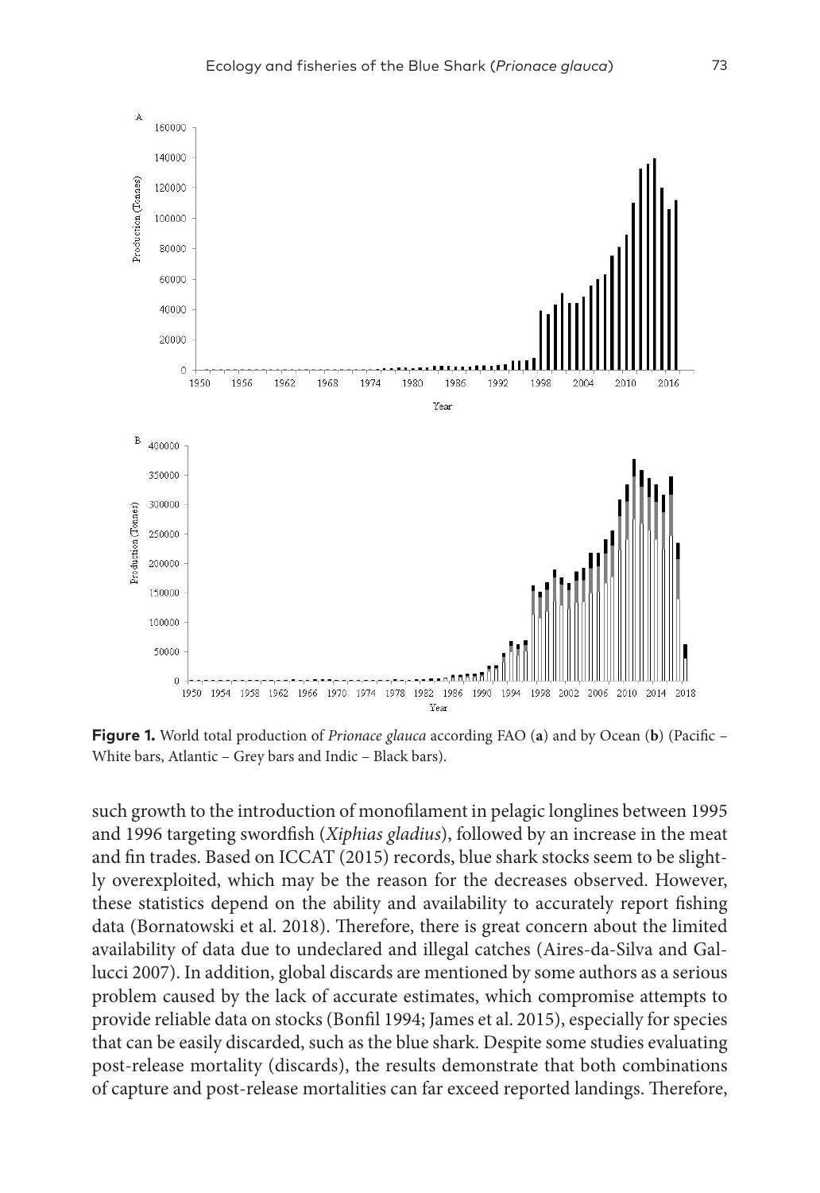**Figure 1.** World total production of *Prionace glauca* according FAO (**a**) and by Ocean (**b**) (Pacific – White bars, Atlantic – Grey bars and Indic – Black bars).

such growth to the introduction of monofilament in pelagic longlines between 1995 and 1996 targeting swordfish (*Xiphias gladius*), followed by an increase in the meat and fin trades. Based on ICCAT (2015) records, blue shark stocks seem to be slightly overexploited, which may be the reason for the decreases observed. However, these statistics depend on the ability and availability to accurately report fishing data (Bornatowski et al. 2018). Therefore, there is great concern about the limited availability of data due to undeclared and illegal catches (Aires-da-Silva and Gallucci 2007). In addition, global discards are mentioned by some authors as a serious problem caused by the lack of accurate estimates, which compromise attempts to provide reliable data on stocks (Bonfil 1994; James et al. 2015), especially for species that can be easily discarded, such as the blue shark. Despite some studies evaluating post-release mortality (discards), the results demonstrate that both combinations of capture and post-release mortalities can far exceed reported landings. Therefore,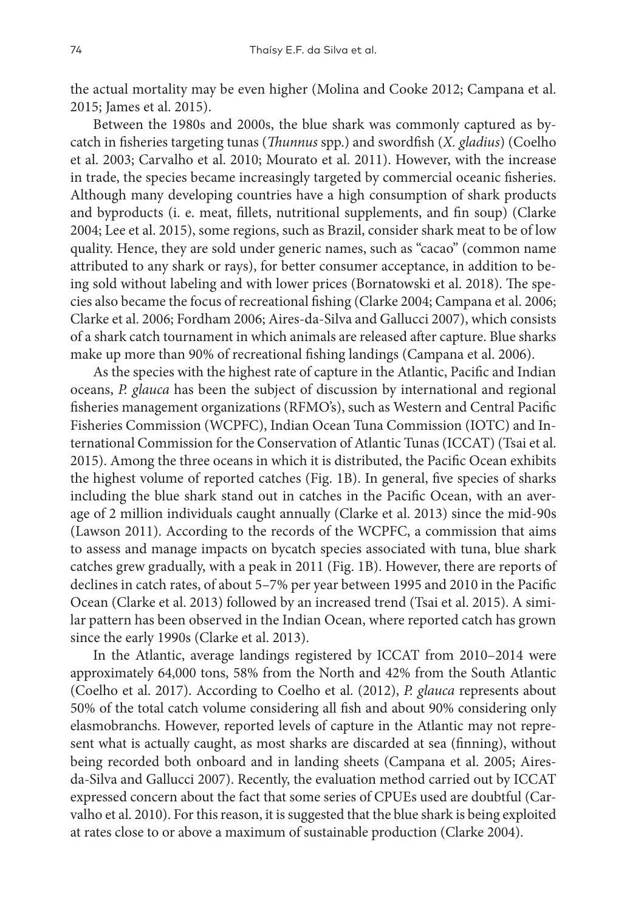the actual mortality may be even higher (Molina and Cooke 2012; Campana et al. 2015; James et al. 2015).

Between the 1980s and 2000s, the blue shark was commonly captured as by-catch in fisheries targeting tunas (*Thunnus* spp.) and swordfish (*X. gladius*) (Coelho et al. 2003; Carvalho et al. 2010; Mourato et al. 2011). However, with the increase in trade, the species became increasingly targeted by commercial oceanic fisheries. Although many developing countries have a high consumption of shark products and byproducts (i. e. meat, fillets, nutritional supplements, and fin soup) (Clarke 2004; Lee et al. 2015), some regions, such as Brazil, consider shark meat to be of low quality. Hence, they are sold under generic names, such as "cacao" (common name attributed to any shark or rays), for better consumer acceptance, in addition to being sold without labeling and with lower prices (Bornatowski et al. 2018). The species also became the focus of recreational fishing (Clarke 2004; Campana et al. 2006; Clarke et al. 2006; Fordham 2006; Aires-da-Silva and Gallucci 2007), which consists of a shark catch tournament in which animals are released after capture. Blue sharks make up more than 90% of recreational fishing landings (Campana et al. 2006).

As the species with the highest rate of capture in the Atlantic, Pacific and Indian oceans, *P. glauca* has been the subject of discussion by international and regional fisheries management organizations (RFMO's), such as Western and Central Pacific Fisheries Commission (WCPFC), Indian Ocean Tuna Commission (IOTC) and International Commission for the Conservation of Atlantic Tunas (ICCAT) (Tsai et al. 2015). Among the three oceans in which it is distributed, the Pacific Ocean exhibits the highest volume of reported catches (Fig. 1B). In general, five species of sharks including the blue shark stand out in catches in the Pacific Ocean, with an average of 2 million individuals caught annually (Clarke et al. 2013) since the mid-90s (Lawson 2011). According to the records of the WCPFC, a commission that aims to assess and manage impacts on bycatch species associated with tuna, blue shark catches grew gradually, with a peak in 2011 (Fig. 1B). However, there are reports of declines in catch rates, of about 5–7% per year between 1995 and 2010 in the Pacific Ocean (Clarke et al. 2013) followed by an increased trend (Tsai et al. 2015). A similar pattern has been observed in the Indian Ocean, where reported catch has grown since the early 1990s (Clarke et al. 2013).

In the Atlantic, average landings registered by ICCAT from 2010–2014 were approximately 64,000 tons, 58% from the North and 42% from the South Atlantic (Coelho et al. 2017). According to Coelho et al. (2012), *P. glauca* represents about 50% of the total catch volume considering all fish and about 90% considering only elasmobranchs. However, reported levels of capture in the Atlantic may not represent what is actually caught, as most sharks are discarded at sea (finning), without being recorded both onboard and in landing sheets (Campana et al. 2005; Aires-da-Silva and Gallucci 2007). Recently, the evaluation method carried out by ICCAT expressed concern about the fact that some series of CPUEs used are doubtful (Carvalho et al. 2010). For this reason, it is suggested that the blue shark is being exploited at rates close to or above a maximum of sustainable production (Clarke 2004).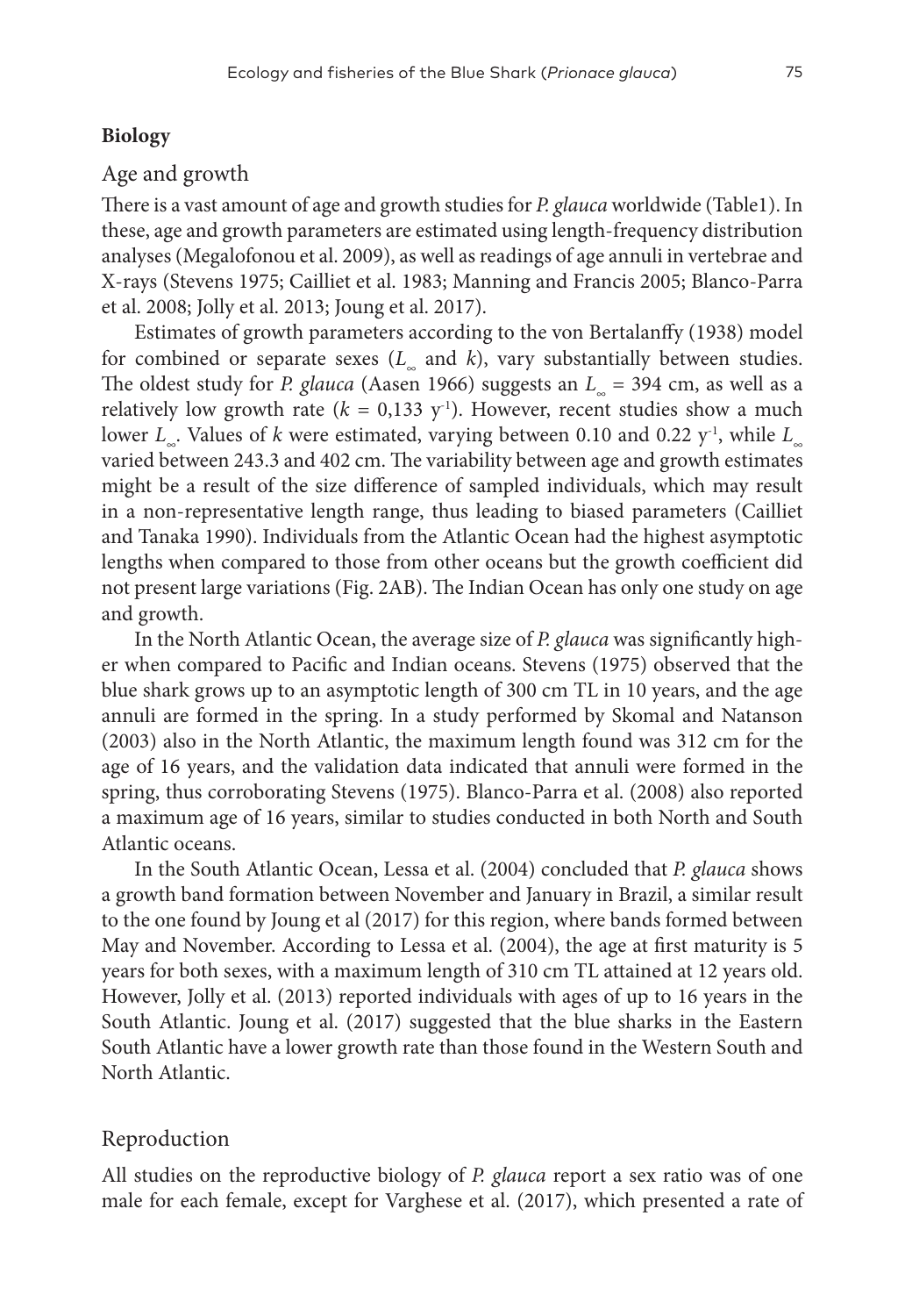## Biology

### Age and growth

There is a vast amount of age and growth studies for *P. glauca* worldwide (Table1). In these, age and growth parameters are estimated using length-frequency distribution analyses (Megalofonou et al. 2009), as well as readings of age annuli in vertebrae and X-rays (Stevens 1975; Cailliet et al. 1983; Manning and Francis 2005; Blanco-Parra et al. 2008; Jolly et al. 2013; Joung et al. 2017).

Estimates of growth parameters according to the von Bertalanffy (1938) model for combined or separate sexes ($L_\infty$ and $k$), vary substantially between studies. The oldest study for *P. glauca* (Aasen 1966) suggests an $L_\infty$ = 394 cm, as well as a relatively low growth rate ($k$ = 0,133 y$^{-1}$). However, recent studies show a much lower $L_\infty$. Values of $k$ were estimated, varying between 0.10 and 0.22 y$^{-1}$, while $L_\infty$ varied between 243.3 and 402 cm. The variability between age and growth estimates might be a result of the size difference of sampled individuals, which may result in a non-representative length range, thus leading to biased parameters (Cailliet and Tanaka 1990). Individuals from the Atlantic Ocean had the highest asymptotic lengths when compared to those from other oceans but the growth coefficient did not present large variations (Fig. 2AB). The Indian Ocean has only one study on age and growth.

In the North Atlantic Ocean, the average size of *P. glauca* was significantly higher when compared to Pacific and Indian oceans. Stevens (1975) observed that the blue shark grows up to an asymptotic length of 300 cm TL in 10 years, and the age annuli are formed in the spring. In a study performed by Skomal and Natanson (2003) also in the North Atlantic, the maximum length found was 312 cm for the age of 16 years, and the validation data indicated that annuli were formed in the spring, thus corroborating Stevens (1975). Blanco-Parra et al. (2008) also reported a maximum age of 16 years, similar to studies conducted in both North and South Atlantic oceans.

In the South Atlantic Ocean, Lessa et al. (2004) concluded that *P. glauca* shows a growth band formation between November and January in Brazil, a similar result to the one found by Joung et al (2017) for this region, where bands formed between May and November. According to Lessa et al. (2004), the age at first maturity is 5 years for both sexes, with a maximum length of 310 cm TL attained at 12 years old. However, Jolly et al. (2013) reported individuals with ages of up to 16 years in the South Atlantic. Joung et al. (2017) suggested that the blue sharks in the Eastern South Atlantic have a lower growth rate than those found in the Western South and North Atlantic.

### Reproduction

All studies on the reproductive biology of *P. glauca* report a sex ratio was of one male for each female, except for Varghese et al. (2017), which presented a rate of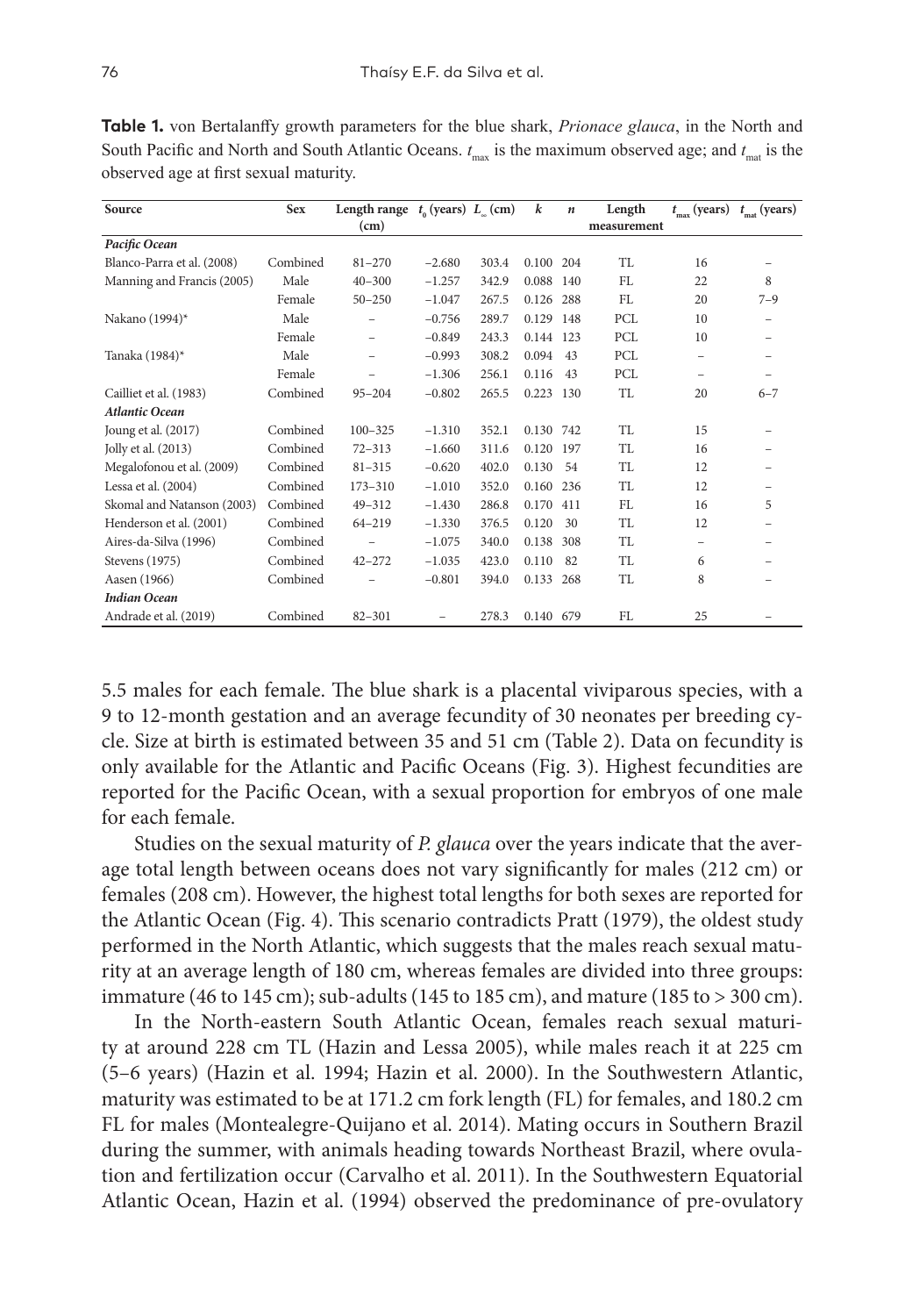**Table 1.** von Bertalanffy growth parameters for the blue shark, *Prionace glauca*, in the North and South Pacific and North and South Atlantic Oceans. $t_{max}$ is the maximum observed age; and $t_{mat}$ is the observed age at first sexual maturity.

| Source | Sex | Length range (cm) | $t_0$ (years) | $L_\infty$ (cm) | $k$ | $n$ | Length measurement | $t_{max}$ (years) | $t_{mat}$ (years) |
|---|---|---|---|---|---|---|---|---|---|
| ***Pacific Ocean*** | | | | | | | | | |
| Blanco-Parra et al. (2008) | Combined | 81–270 | −2.680 | 303.4 | 0.100 | 204 | TL | 16 | – |
| Manning and Francis (2005) | Male | 40–300 | −1.257 | 342.9 | 0.088 | 140 | FL | 22 | 8 |
| | Female | 50–250 | −1.047 | 267.5 | 0.126 | 288 | FL | 20 | 7–9 |
| Nakano (1994)* | Male | – | −0.756 | 289.7 | 0.129 | 148 | PCL | 10 | – |
| | Female | – | −0.849 | 243.3 | 0.144 | 123 | PCL | 10 | – |
| Tanaka (1984)* | Male | – | −0.993 | 308.2 | 0.094 | 43 | PCL | – | – |
| | Female | – | −1.306 | 256.1 | 0.116 | 43 | PCL | – | – |
| Cailliet et al. (1983) | Combined | 95–204 | −0.802 | 265.5 | 0.223 | 130 | TL | 20 | 6–7 |
| ***Atlantic Ocean*** | | | | | | | | | |
| Joung et al. (2017) | Combined | 100–325 | −1.310 | 352.1 | 0.130 | 742 | TL | 15 | – |
| Jolly et al. (2013) | Combined | 72–313 | −1.660 | 311.6 | 0.120 | 197 | TL | 16 | – |
| Megalofonou et al. (2009) | Combined | 81–315 | −0.620 | 402.0 | 0.130 | 54 | TL | 12 | – |
| Lessa et al. (2004) | Combined | 173–310 | −1.010 | 352.0 | 0.160 | 236 | TL | 12 | – |
| Skomal and Natanson (2003) | Combined | 49–312 | −1.430 | 286.8 | 0.170 | 411 | FL | 16 | 5 |
| Henderson et al. (2001) | Combined | 64–219 | −1.330 | 376.5 | 0.120 | 30 | TL | 12 | – |
| Aires-da-Silva (1996) | Combined | – | −1.075 | 340.0 | 0.138 | 308 | TL | – | – |
| Stevens (1975) | Combined | 42–272 | −1.035 | 423.0 | 0.110 | 82 | TL | 6 | – |
| Aasen (1966) | Combined | – | −0.801 | 394.0 | 0.133 | 268 | TL | 8 | – |
| ***Indian Ocean*** | | | | | | | | | |
| Andrade et al. (2019) | Combined | 82–301 | – | 278.3 | 0.140 | 679 | FL | 25 | – |

5.5 males for each female. The blue shark is a placental viviparous species, with a 9 to 12-month gestation and an average fecundity of 30 neonates per breeding cycle. Size at birth is estimated between 35 and 51 cm (Table 2). Data on fecundity is only available for the Atlantic and Pacific Oceans (Fig. 3). Highest fecundities are reported for the Pacific Ocean, with a sexual proportion for embryos of one male for each female.

Studies on the sexual maturity of *P. glauca* over the years indicate that the average total length between oceans does not vary significantly for males (212 cm) or females (208 cm). However, the highest total lengths for both sexes are reported for the Atlantic Ocean (Fig. 4). This scenario contradicts Pratt (1979), the oldest study performed in the North Atlantic, which suggests that the males reach sexual maturity at an average length of 180 cm, whereas females are divided into three groups: immature (46 to 145 cm); sub-adults (145 to 185 cm), and mature (185 to > 300 cm).

In the North-eastern South Atlantic Ocean, females reach sexual maturity at around 228 cm TL (Hazin and Lessa 2005), while males reach it at 225 cm (5–6 years) (Hazin et al. 1994; Hazin et al. 2000). In the Southwestern Atlantic, maturity was estimated to be at 171.2 cm fork length (FL) for females, and 180.2 cm FL for males (Montealegre-Quijano et al. 2014). Mating occurs in Southern Brazil during the summer, with animals heading towards Northeast Brazil, where ovulation and fertilization occur (Carvalho et al. 2011). In the Southwestern Equatorial Atlantic Ocean, Hazin et al. (1994) observed the predominance of pre-ovulatory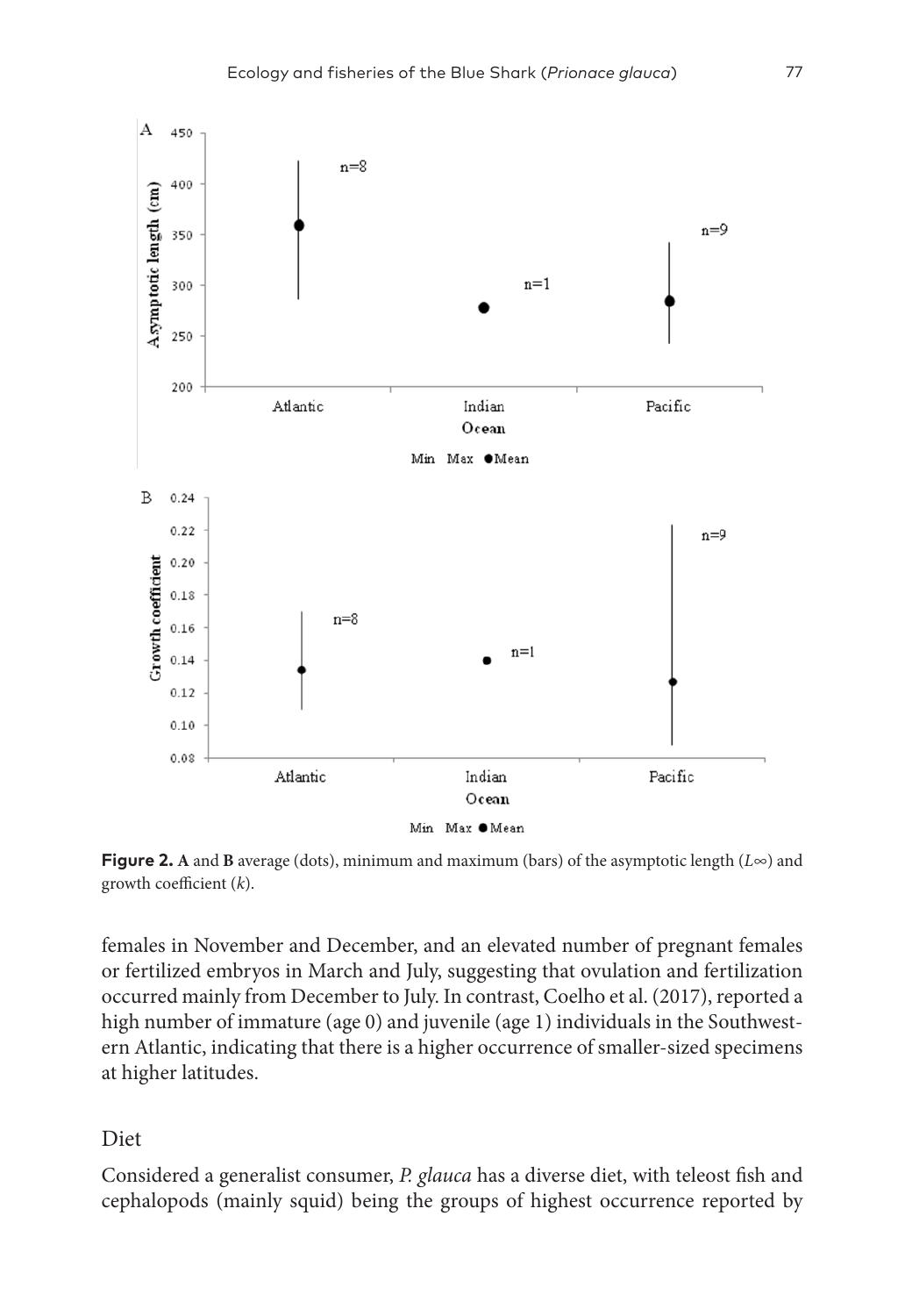**Figure 2.** **A** and **B** average (dots), minimum and maximum (bars) of the asymptotic length ($L\infty$) and growth coefficient ($k$).

females in November and December, and an elevated number of pregnant females or fertilized embryos in March and July, suggesting that ovulation and fertilization occurred mainly from December to July. In contrast, Coelho et al. (2017), reported a high number of immature (age 0) and juvenile (age 1) individuals in the Southwestern Atlantic, indicating that there is a higher occurrence of smaller-sized specimens at higher latitudes.

## Diet

Considered a generalist consumer, *P. glauca* has a diverse diet, with teleost fish and cephalopods (mainly squid) being the groups of highest occurrence reported by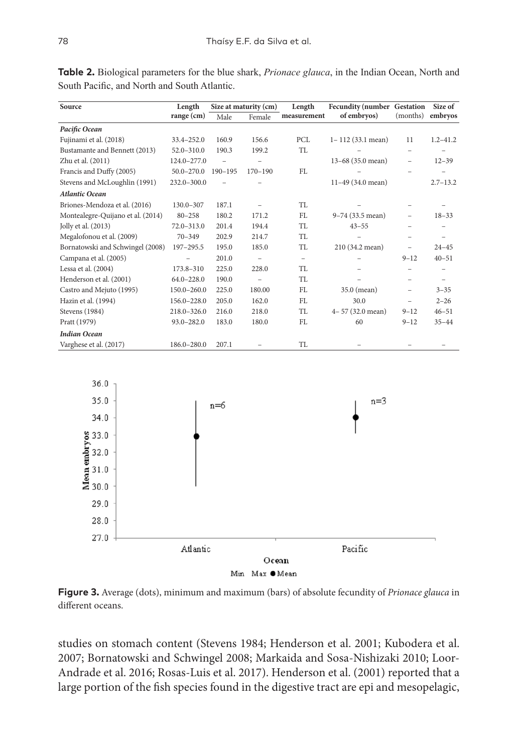**Table 2.** Biological parameters for the blue shark, *Prionace glauca*, in the Indian Ocean, North and South Pacific, and North and South Atlantic.

| Source | Length range (cm) | Size at maturity (cm) | | Length measurement | Fecundity (number of embryos) | Gestation (months) | Size of embryos |
|---|---|---|---|---|---|---|---|
| | | Male | Female | | | | |
| ***Pacific Ocean*** | | | | | | | |
| Fujinami et al. (2018) | 33.4–252.0 | 160.9 | 156.6 | PCL | 1– 112 (33.1 mean) | 11 | 1.2–41.2 |
| Bustamante and Bennett (2013) | 52.0–310.0 | 190.3 | 199.2 | TL | – | – | – |
| Zhu et al. (2011) | 124.0–277.0 | – | – | | 13–68 (35.0 mean) | – | 12–39 |
| Francis and Duffy (2005) | 50.0–270.0 | 190–195 | 170–190 | FL | – | – | – |
| Stevens and McLoughlin (1991) | 232.0–300.0 | – | – | | 11–49 (34.0 mean) | | 2.7–13.2 |
| ***Atlantic Ocean*** | | | | | | | |
| Briones-Mendoza et al. (2016) | 130.0–307 | 187.1 | – | TL | – | – | – |
| Montealegre-Quijano et al. (2014) | 80–258 | 180.2 | 171.2 | FL | 9–74 (33.5 mean) | – | 18–33 |
| Jolly et al. (2013) | 72.0–313.0 | 201.4 | 194.4 | TL | 43–55 | – | – |
| Megalofonou et al. (2009) | 70–349 | 202.9 | 214.7 | TL | – | – | – |
| Bornatowski and Schwingel (2008) | 197–295.5 | 195.0 | 185.0 | TL | 210 (34.2 mean) | – | 24–45 |
| Campana et al. (2005) | – | 201.0 | – | – | – | 9–12 | 40–51 |
| Lessa et al. (2004) | 173.8–310 | 225.0 | 228.0 | TL | – | – | – |
| Henderson et al. (2001) | 64.0–228.0 | 190.0 | – | TL | – | – | – |
| Castro and Mejuto (1995) | 150.0–260.0 | 225.0 | 180.00 | FL | 35.0 (mean) | – | 3–35 |
| Hazin et al. (1994) | 156.0–228.0 | 205.0 | 162.0 | FL | 30.0 | – | 2–26 |
| Stevens (1984) | 218.0–326.0 | 216.0 | 218.0 | TL | 4– 57 (32.0 mean) | 9–12 | 46–51 |
| Pratt (1979) | 93.0–282.0 | 183.0 | 180.0 | FL | 60 | 9–12 | 35–44 |
| ***Indian Ocean*** | | | | | | | |
| Varghese et al. (2017) | 186.0–280.0 | 207.1 | – | TL | – | – | – |

**Figure 3.** Average (dots), minimum and maximum (bars) of absolute fecundity of *Prionace glauca* in different oceans.

studies on stomach content (Stevens 1984; Henderson et al. 2001; Kubodera et al. 2007; Bornatowski and Schwingel 2008; Markaida and Sosa-Nishizaki 2010; Loor-Andrade et al. 2016; Rosas-Luis et al. 2017). Henderson et al. (2001) reported that a large portion of the fish species found in the digestive tract are epi and mesopelagic,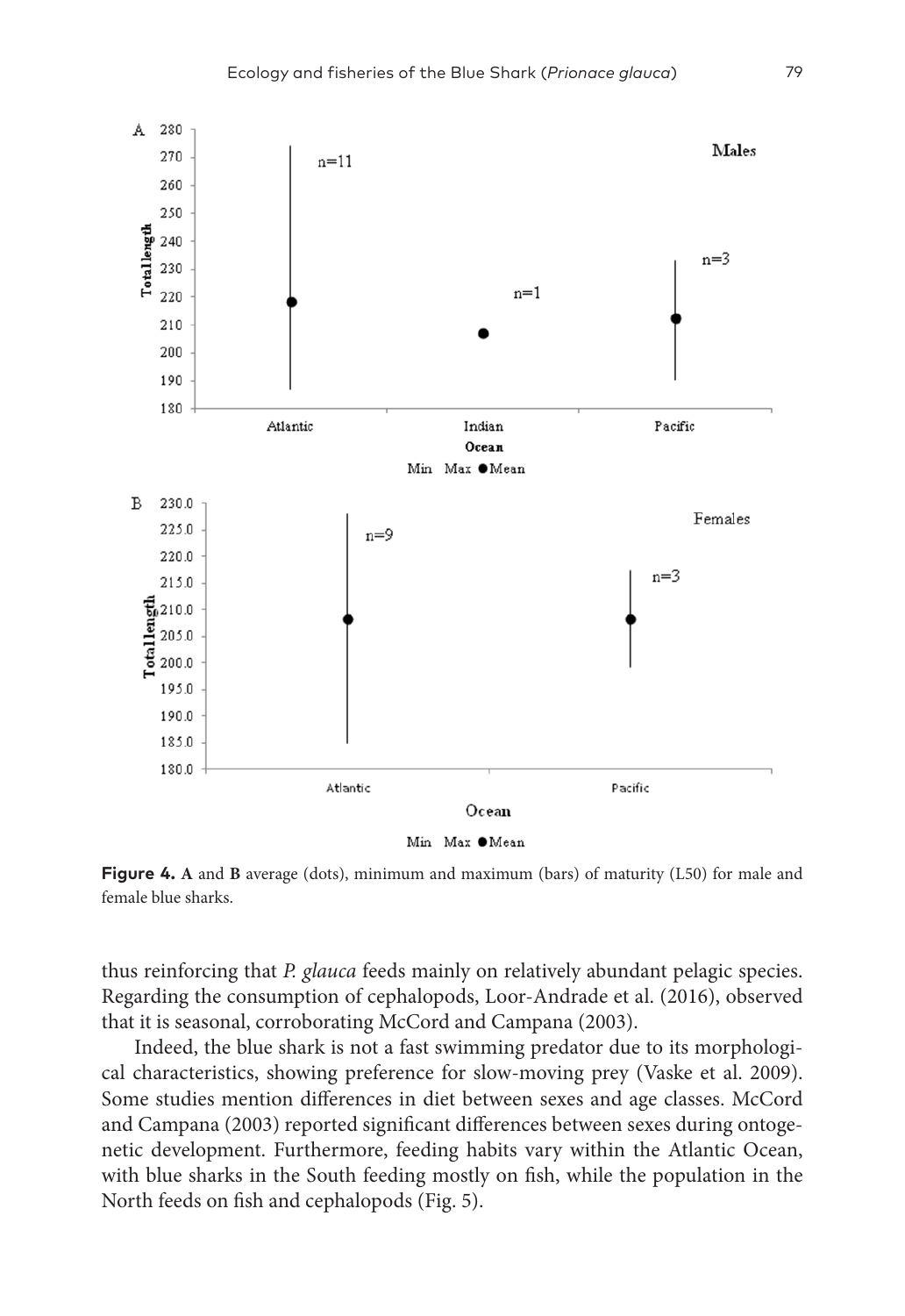**Figure 4.** **A** and **B** average (dots), minimum and maximum (bars) of maturity (L50) for male and female blue sharks.

thus reinforcing that *P. glauca* feeds mainly on relatively abundant pelagic species. Regarding the consumption of cephalopods, Loor-Andrade et al. (2016), observed that it is seasonal, corroborating McCord and Campana (2003).

Indeed, the blue shark is not a fast swimming predator due to its morphological characteristics, showing preference for slow-moving prey (Vaske et al. 2009). Some studies mention differences in diet between sexes and age classes. McCord and Campana (2003) reported significant differences between sexes during ontogenetic development. Furthermore, feeding habits vary within the Atlantic Ocean, with blue sharks in the South feeding mostly on fish, while the population in the North feeds on fish and cephalopods (Fig. 5).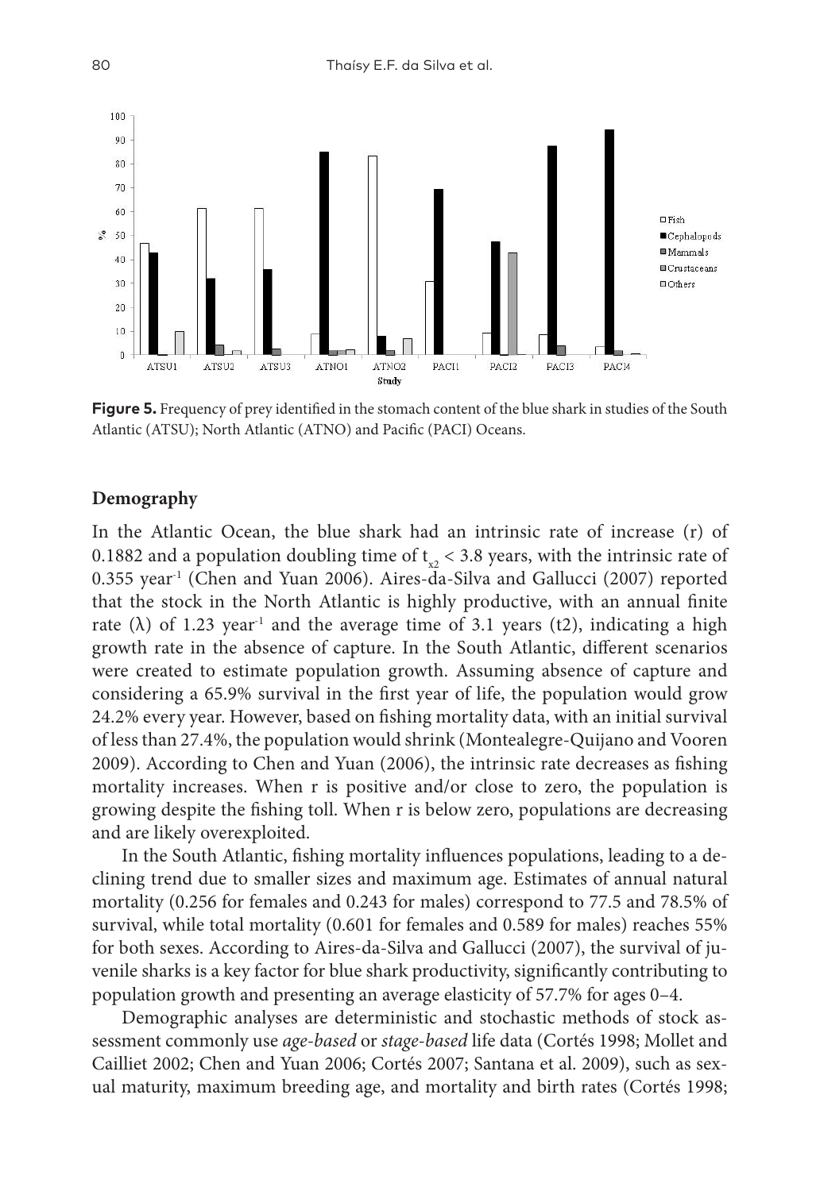**Figure 5.** Frequency of prey identified in the stomach content of the blue shark in studies of the South Atlantic (ATSU); North Atlantic (ATNO) and Pacific (PACI) Oceans.

## Demography

In the Atlantic Ocean, the blue shark had an intrinsic rate of increase (r) of 0.1882 and a population doubling time of $t_{x2} < 3.8$ years, with the intrinsic rate of 0.355 year$^{-1}$ (Chen and Yuan 2006). Aires-da-Silva and Gallucci (2007) reported that the stock in the North Atlantic is highly productive, with an annual finite rate ($\lambda$) of 1.23 year$^{-1}$ and the average time of 3.1 years (t2), indicating a high growth rate in the absence of capture. In the South Atlantic, different scenarios were created to estimate population growth. Assuming absence of capture and considering a 65.9% survival in the first year of life, the population would grow 24.2% every year. However, based on fishing mortality data, with an initial survival of less than 27.4%, the population would shrink (Montealegre-Quijano and Vooren 2009). According to Chen and Yuan (2006), the intrinsic rate decreases as fishing mortality increases. When r is positive and/or close to zero, the population is growing despite the fishing toll. When r is below zero, populations are decreasing and are likely overexploited.

In the South Atlantic, fishing mortality influences populations, leading to a declining trend due to smaller sizes and maximum age. Estimates of annual natural mortality (0.256 for females and 0.243 for males) correspond to 77.5 and 78.5% of survival, while total mortality (0.601 for females and 0.589 for males) reaches 55% for both sexes. According to Aires-da-Silva and Gallucci (2007), the survival of juvenile sharks is a key factor for blue shark productivity, significantly contributing to population growth and presenting an average elasticity of 57.7% for ages 0–4.

Demographic analyses are deterministic and stochastic methods of stock assessment commonly use *age-based* or *stage-based* life data (Cortés 1998; Mollet and Cailliet 2002; Chen and Yuan 2006; Cortés 2007; Santana et al. 2009), such as sexual maturity, maximum breeding age, and mortality and birth rates (Cortés 1998;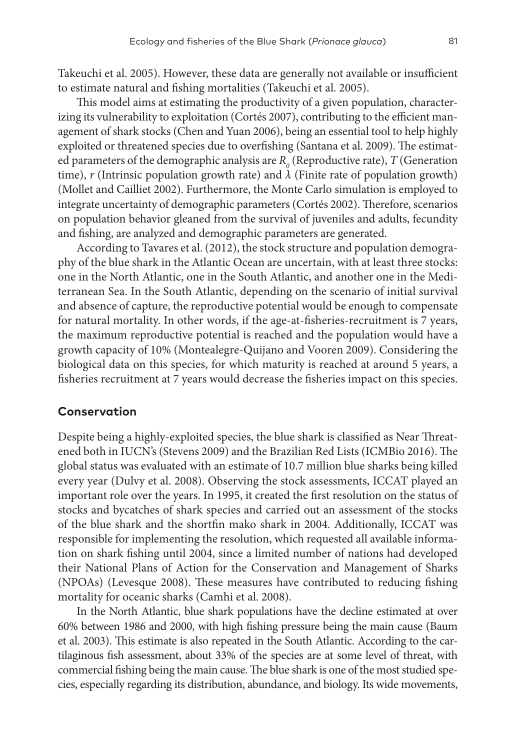Takeuchi et al. 2005). However, these data are generally not available or insufficient to estimate natural and fishing mortalities (Takeuchi et al. 2005).

This model aims at estimating the productivity of a given population, characterizing its vulnerability to exploitation (Cortés 2007), contributing to the efficient management of shark stocks (Chen and Yuan 2006), being an essential tool to help highly exploited or threatened species due to overfishing (Santana et al. 2009). The estimated parameters of the demographic analysis are $R_0$ (Reproductive rate), $T$ (Generation time), $r$ (Intrinsic population growth rate) and $\lambda$ (Finite rate of population growth) (Mollet and Cailliet 2002). Furthermore, the Monte Carlo simulation is employed to integrate uncertainty of demographic parameters (Cortés 2002). Therefore, scenarios on population behavior gleaned from the survival of juveniles and adults, fecundity and fishing, are analyzed and demographic parameters are generated.

According to Tavares et al. (2012), the stock structure and population demography of the blue shark in the Atlantic Ocean are uncertain, with at least three stocks: one in the North Atlantic, one in the South Atlantic, and another one in the Mediterranean Sea. In the South Atlantic, depending on the scenario of initial survival and absence of capture, the reproductive potential would be enough to compensate for natural mortality. In other words, if the age-at-fisheries-recruitment is 7 years, the maximum reproductive potential is reached and the population would have a growth capacity of 10% (Montealegre-Quijano and Vooren 2009). Considering the biological data on this species, for which maturity is reached at around 5 years, a fisheries recruitment at 7 years would decrease the fisheries impact on this species.

## Conservation

Despite being a highly-exploited species, the blue shark is classified as Near Threatened both in IUCN's (Stevens 2009) and the Brazilian Red Lists (ICMBio 2016). The global status was evaluated with an estimate of 10.7 million blue sharks being killed every year (Dulvy et al. 2008). Observing the stock assessments, ICCAT played an important role over the years. In 1995, it created the first resolution on the status of stocks and bycatches of shark species and carried out an assessment of the stocks of the blue shark and the shortfin mako shark in 2004. Additionally, ICCAT was responsible for implementing the resolution, which requested all available information on shark fishing until 2004, since a limited number of nations had developed their National Plans of Action for the Conservation and Management of Sharks (NPOAs) (Levesque 2008). These measures have contributed to reducing fishing mortality for oceanic sharks (Camhi et al. 2008).

In the North Atlantic, blue shark populations have the decline estimated at over 60% between 1986 and 2000, with high fishing pressure being the main cause (Baum et al. 2003). This estimate is also repeated in the South Atlantic. According to the cartilaginous fish assessment, about 33% of the species are at some level of threat, with commercial fishing being the main cause. The blue shark is one of the most studied species, especially regarding its distribution, abundance, and biology. Its wide movements,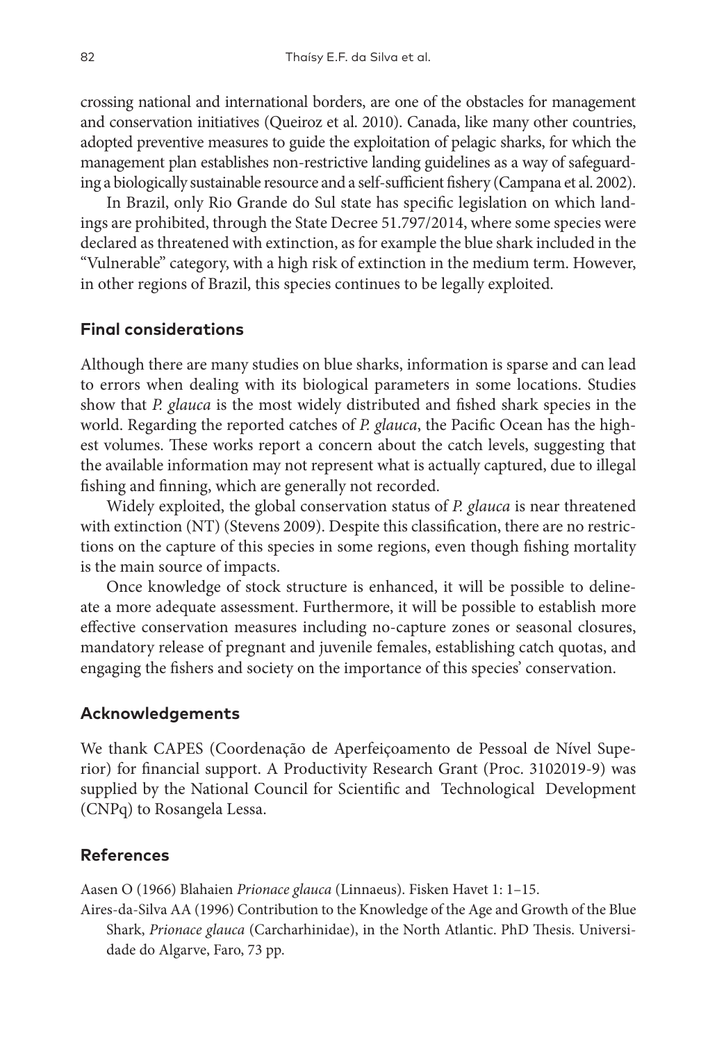crossing national and international borders, are one of the obstacles for management and conservation initiatives (Queiroz et al. 2010). Canada, like many other countries, adopted preventive measures to guide the exploitation of pelagic sharks, for which the management plan establishes non-restrictive landing guidelines as a way of safeguarding a biologically sustainable resource and a self-sufficient fishery (Campana et al. 2002).

In Brazil, only Rio Grande do Sul state has specific legislation on which landings are prohibited, through the State Decree 51.797/2014, where some species were declared as threatened with extinction, as for example the blue shark included in the "Vulnerable" category, with a high risk of extinction in the medium term. However, in other regions of Brazil, this species continues to be legally exploited.

## Final considerations

Although there are many studies on blue sharks, information is sparse and can lead to errors when dealing with its biological parameters in some locations. Studies show that *P. glauca* is the most widely distributed and fished shark species in the world. Regarding the reported catches of *P. glauca*, the Pacific Ocean has the highest volumes. These works report a concern about the catch levels, suggesting that the available information may not represent what is actually captured, due to illegal fishing and finning, which are generally not recorded.

Widely exploited, the global conservation status of *P. glauca* is near threatened with extinction (NT) (Stevens 2009). Despite this classification, there are no restrictions on the capture of this species in some regions, even though fishing mortality is the main source of impacts.

Once knowledge of stock structure is enhanced, it will be possible to delineate a more adequate assessment. Furthermore, it will be possible to establish more effective conservation measures including no-capture zones or seasonal closures, mandatory release of pregnant and juvenile females, establishing catch quotas, and engaging the fishers and society on the importance of this species' conservation.

## Acknowledgements

We thank CAPES (Coordenação de Aperfeiçoamento de Pessoal de Nível Superior) for financial support. A Productivity Research Grant (Proc. 3102019-9) was supplied by the National Council for Scientific and Technological Development (CNPq) to Rosangela Lessa.

## References

Aasen O (1966) Blahaien *Prionace glauca* (Linnaeus). Fisken Havet 1: 1–15.

Aires-da-Silva AA (1996) Contribution to the Knowledge of the Age and Growth of the Blue Shark, *Prionace glauca* (Carcharhinidae), in the North Atlantic. PhD Thesis. Universidade do Algarve, Faro, 73 pp.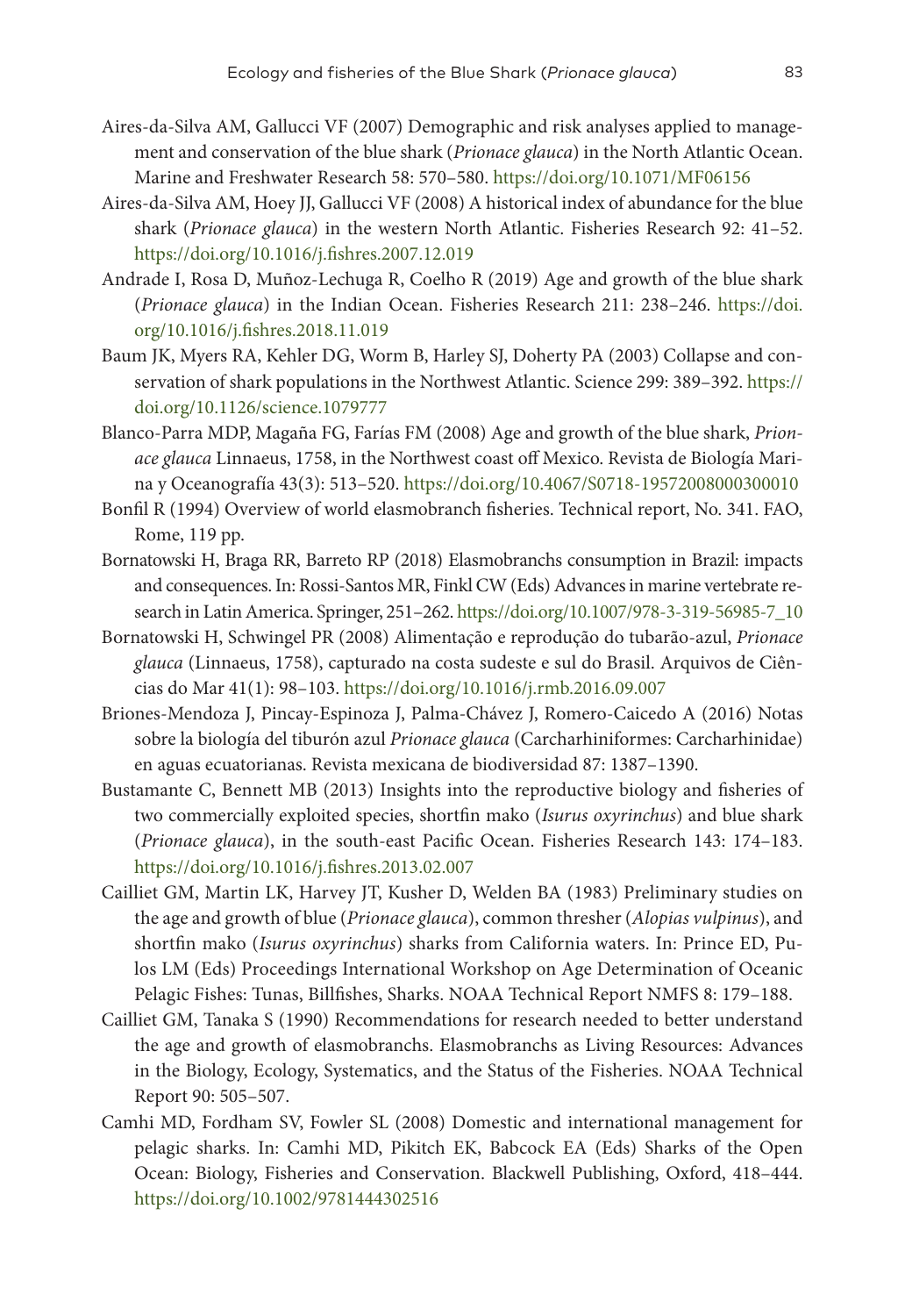Aires-da-Silva AM, Gallucci VF (2007) Demographic and risk analyses applied to management and conservation of the blue shark (*Prionace glauca*) in the North Atlantic Ocean. Marine and Freshwater Research 58: 570–580. https://doi.org/10.1071/MF06156

Aires-da-Silva AM, Hoey JJ, Gallucci VF (2008) A historical index of abundance for the blue shark (*Prionace glauca*) in the western North Atlantic. Fisheries Research 92: 41–52. https://doi.org/10.1016/j.fishres.2007.12.019

Andrade I, Rosa D, Muñoz-Lechuga R, Coelho R (2019) Age and growth of the blue shark (*Prionace glauca*) in the Indian Ocean. Fisheries Research 211: 238–246. https://doi.org/10.1016/j.fishres.2018.11.019

Baum JK, Myers RA, Kehler DG, Worm B, Harley SJ, Doherty PA (2003) Collapse and conservation of shark populations in the Northwest Atlantic. Science 299: 389–392. https://doi.org/10.1126/science.1079777

Blanco-Parra MDP, Magaña FG, Farías FM (2008) Age and growth of the blue shark, *Prionace glauca* Linnaeus, 1758, in the Northwest coast off Mexico. Revista de Biología Marina y Oceanografía 43(3): 513–520. https://doi.org/10.4067/S0718-19572008000300010

Bonfil R (1994) Overview of world elasmobranch fisheries. Technical report, No. 341. FAO, Rome, 119 pp.

Bornatowski H, Braga RR, Barreto RP (2018) Elasmobranchs consumption in Brazil: impacts and consequences. In: Rossi-Santos MR, Finkl CW (Eds) Advances in marine vertebrate research in Latin America. Springer, 251–262. https://doi.org/10.1007/978-3-319-56985-7_10

Bornatowski H, Schwingel PR (2008) Alimentação e reprodução do tubarão-azul, *Prionace glauca* (Linnaeus, 1758), capturado na costa sudeste e sul do Brasil. Arquivos de Ciências do Mar 41(1): 98–103. https://doi.org/10.1016/j.rmb.2016.09.007

Briones-Mendoza J, Pincay-Espinoza J, Palma-Chávez J, Romero-Caicedo A (2016) Notas sobre la biología del tiburón azul *Prionace glauca* (Carcharhiniformes: Carcharhinidae) en aguas ecuatorianas. Revista mexicana de biodiversidad 87: 1387–1390.

Bustamante C, Bennett MB (2013) Insights into the reproductive biology and fisheries of two commercially exploited species, shortfin mako (*Isurus oxyrinchus*) and blue shark (*Prionace glauca*), in the south-east Pacific Ocean. Fisheries Research 143: 174–183. https://doi.org/10.1016/j.fishres.2013.02.007

Cailliet GM, Martin LK, Harvey JT, Kusher D, Welden BA (1983) Preliminary studies on the age and growth of blue (*Prionace glauca*), common thresher (*Alopias vulpinus*), and shortfin mako (*Isurus oxyrinchus*) sharks from California waters. In: Prince ED, Pulos LM (Eds) Proceedings International Workshop on Age Determination of Oceanic Pelagic Fishes: Tunas, Billfishes, Sharks. NOAA Technical Report NMFS 8: 179–188.

Cailliet GM, Tanaka S (1990) Recommendations for research needed to better understand the age and growth of elasmobranchs. Elasmobranchs as Living Resources: Advances in the Biology, Ecology, Systematics, and the Status of the Fisheries. NOAA Technical Report 90: 505–507.

Camhi MD, Fordham SV, Fowler SL (2008) Domestic and international management for pelagic sharks. In: Camhi MD, Pikitch EK, Babcock EA (Eds) Sharks of the Open Ocean: Biology, Fisheries and Conservation. Blackwell Publishing, Oxford, 418–444. https://doi.org/10.1002/9781444302516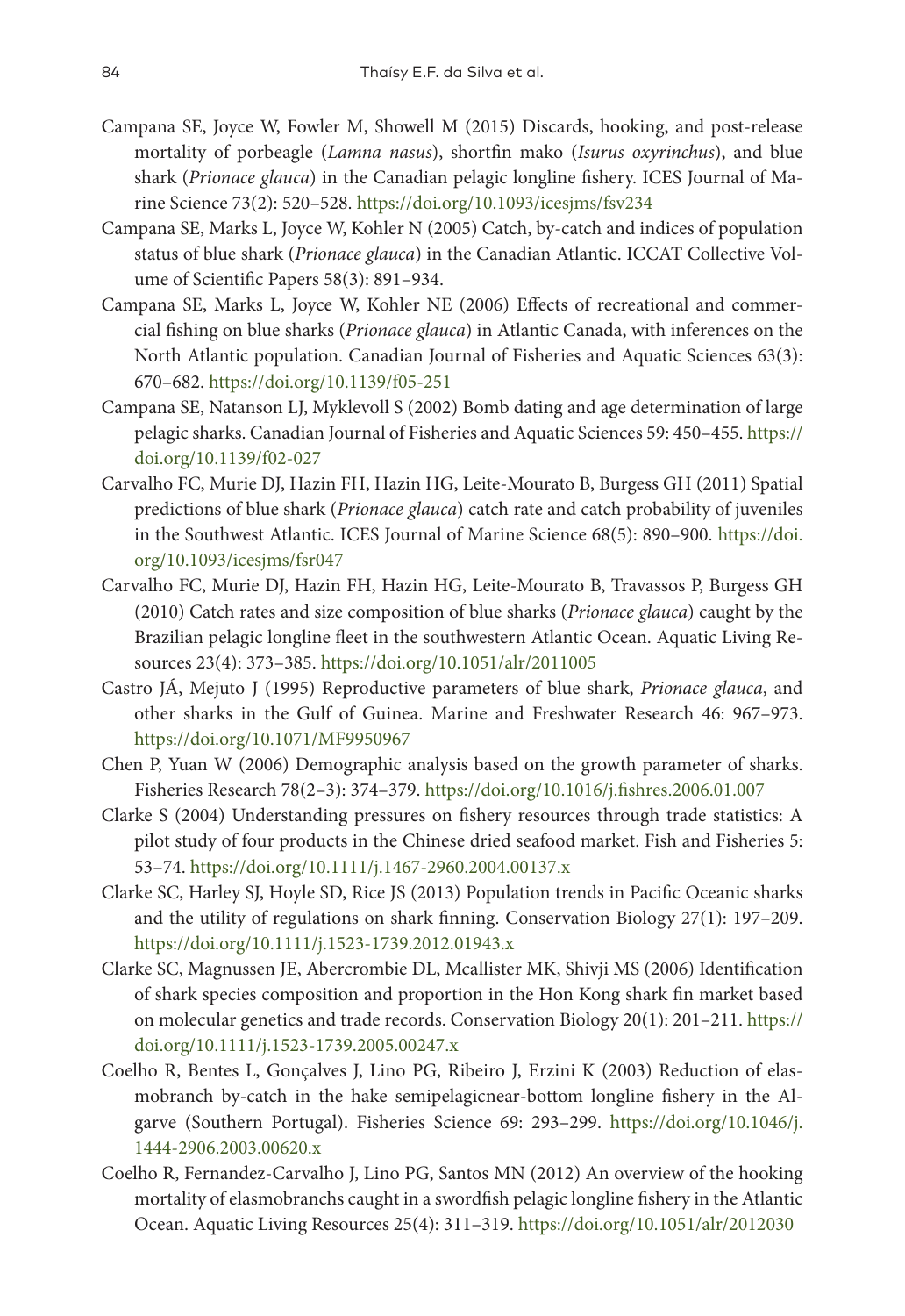Campana SE, Joyce W, Fowler M, Showell M (2015) Discards, hooking, and post-release mortality of porbeagle (*Lamna nasus*), shortfin mako (*Isurus oxyrinchus*), and blue shark (*Prionace glauca*) in the Canadian pelagic longline fishery. ICES Journal of Marine Science 73(2): 520–528. https://doi.org/10.1093/icesjms/fsv234

Campana SE, Marks L, Joyce W, Kohler N (2005) Catch, by-catch and indices of population status of blue shark (*Prionace glauca*) in the Canadian Atlantic. ICCAT Collective Volume of Scientific Papers 58(3): 891–934.

Campana SE, Marks L, Joyce W, Kohler NE (2006) Effects of recreational and commercial fishing on blue sharks (*Prionace glauca*) in Atlantic Canada, with inferences on the North Atlantic population. Canadian Journal of Fisheries and Aquatic Sciences 63(3): 670–682. https://doi.org/10.1139/f05-251

Campana SE, Natanson LJ, Myklevoll S (2002) Bomb dating and age determination of large pelagic sharks. Canadian Journal of Fisheries and Aquatic Sciences 59: 450–455. https://doi.org/10.1139/f02-027

Carvalho FC, Murie DJ, Hazin FH, Hazin HG, Leite-Mourato B, Burgess GH (2011) Spatial predictions of blue shark (*Prionace glauca*) catch rate and catch probability of juveniles in the Southwest Atlantic. ICES Journal of Marine Science 68(5): 890–900. https://doi.org/10.1093/icesjms/fsr047

Carvalho FC, Murie DJ, Hazin FH, Hazin HG, Leite-Mourato B, Travassos P, Burgess GH (2010) Catch rates and size composition of blue sharks (*Prionace glauca*) caught by the Brazilian pelagic longline fleet in the southwestern Atlantic Ocean. Aquatic Living Resources 23(4): 373–385. https://doi.org/10.1051/alr/2011005

Castro JÁ, Mejuto J (1995) Reproductive parameters of blue shark, *Prionace glauca*, and other sharks in the Gulf of Guinea. Marine and Freshwater Research 46: 967–973. https://doi.org/10.1071/MF9950967

Chen P, Yuan W (2006) Demographic analysis based on the growth parameter of sharks. Fisheries Research 78(2–3): 374–379. https://doi.org/10.1016/j.fishres.2006.01.007

Clarke S (2004) Understanding pressures on fishery resources through trade statistics: A pilot study of four products in the Chinese dried seafood market. Fish and Fisheries 5: 53–74. https://doi.org/10.1111/j.1467-2960.2004.00137.x

Clarke SC, Harley SJ, Hoyle SD, Rice JS (2013) Population trends in Pacific Oceanic sharks and the utility of regulations on shark finning. Conservation Biology 27(1): 197–209. https://doi.org/10.1111/j.1523-1739.2012.01943.x

Clarke SC, Magnussen JE, Abercrombie DL, Mcallister MK, Shivji MS (2006) Identification of shark species composition and proportion in the Hon Kong shark fin market based on molecular genetics and trade records. Conservation Biology 20(1): 201–211. https://doi.org/10.1111/j.1523-1739.2005.00247.x

Coelho R, Bentes L, Gonçalves J, Lino PG, Ribeiro J, Erzini K (2003) Reduction of elasmobranch by-catch in the hake semipelagicnear-bottom longline fishery in the Algarve (Southern Portugal). Fisheries Science 69: 293–299. https://doi.org/10.1046/j.1444-2906.2003.00620.x

Coelho R, Fernandez-Carvalho J, Lino PG, Santos MN (2012) An overview of the hooking mortality of elasmobranchs caught in a swordfish pelagic longline fishery in the Atlantic Ocean. Aquatic Living Resources 25(4): 311–319. https://doi.org/10.1051/alr/2012030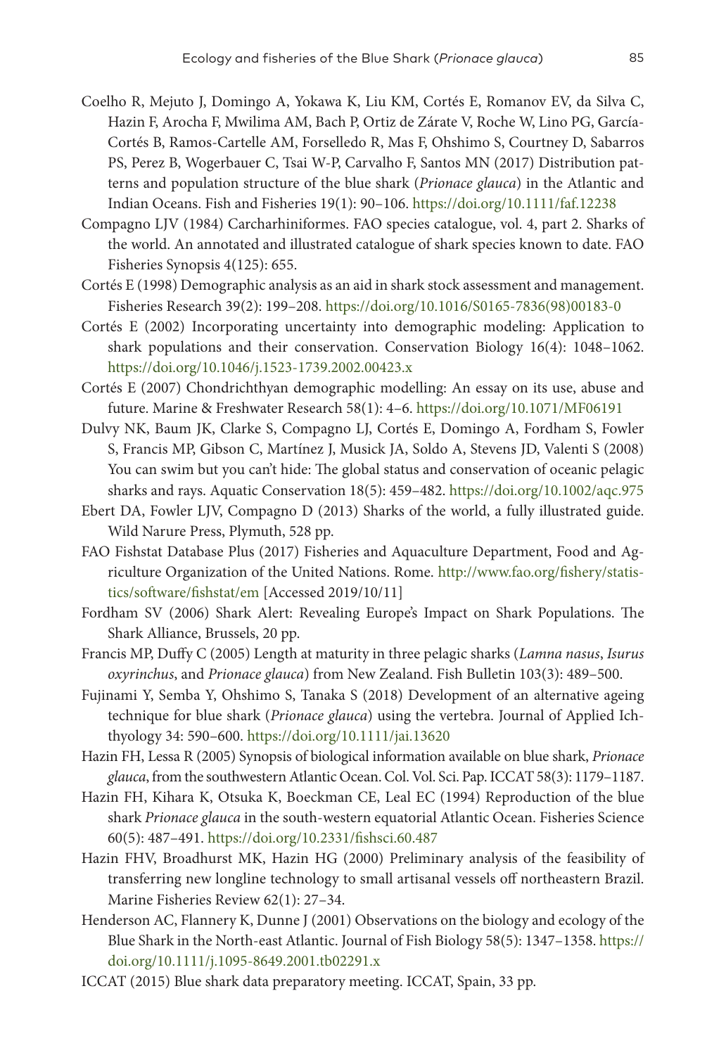Coelho R, Mejuto J, Domingo A, Yokawa K, Liu KM, Cortés E, Romanov EV, da Silva C, Hazin F, Arocha F, Mwilima AM, Bach P, Ortiz de Zárate V, Roche W, Lino PG, García-Cortés B, Ramos-Cartelle AM, Forselledo R, Mas F, Ohshimo S, Courtney D, Sabarros PS, Perez B, Wogerbauer C, Tsai W-P, Carvalho F, Santos MN (2017) Distribution patterns and population structure of the blue shark (*Prionace glauca*) in the Atlantic and Indian Oceans. Fish and Fisheries 19(1): 90–106. https://doi.org/10.1111/faf.12238

Compagno LJV (1984) Carcharhiniformes. FAO species catalogue, vol. 4, part 2. Sharks of the world. An annotated and illustrated catalogue of shark species known to date. FAO Fisheries Synopsis 4(125): 655.

Cortés E (1998) Demographic analysis as an aid in shark stock assessment and management. Fisheries Research 39(2): 199–208. https://doi.org/10.1016/S0165-7836(98)00183-0

Cortés E (2002) Incorporating uncertainty into demographic modeling: Application to shark populations and their conservation. Conservation Biology 16(4): 1048–1062. https://doi.org/10.1046/j.1523-1739.2002.00423.x

Cortés E (2007) Chondrichthyan demographic modelling: An essay on its use, abuse and future. Marine & Freshwater Research 58(1): 4–6. https://doi.org/10.1071/MF06191

Dulvy NK, Baum JK, Clarke S, Compagno LJ, Cortés E, Domingo A, Fordham S, Fowler S, Francis MP, Gibson C, Martínez J, Musick JA, Soldo A, Stevens JD, Valenti S (2008) You can swim but you can't hide: The global status and conservation of oceanic pelagic sharks and rays. Aquatic Conservation 18(5): 459–482. https://doi.org/10.1002/aqc.975

Ebert DA, Fowler LJV, Compagno D (2013) Sharks of the world, a fully illustrated guide. Wild Narure Press, Plymuth, 528 pp.

FAO Fishstat Database Plus (2017) Fisheries and Aquaculture Department, Food and Agriculture Organization of the United Nations. Rome. http://www.fao.org/fishery/statistics/software/fishstat/em [Accessed 2019/10/11]

Fordham SV (2006) Shark Alert: Revealing Europe's Impact on Shark Populations. The Shark Alliance, Brussels, 20 pp.

Francis MP, Duffy C (2005) Length at maturity in three pelagic sharks (*Lamna nasus*, *Isurus oxyrinchus*, and *Prionace glauca*) from New Zealand. Fish Bulletin 103(3): 489–500.

Fujinami Y, Semba Y, Ohshimo S, Tanaka S (2018) Development of an alternative ageing technique for blue shark (*Prionace glauca*) using the vertebra. Journal of Applied Ichthyology 34: 590–600. https://doi.org/10.1111/jai.13620

Hazin FH, Lessa R (2005) Synopsis of biological information available on blue shark, *Prionace glauca*, from the southwestern Atlantic Ocean. Col. Vol. Sci. Pap. ICCAT 58(3): 1179–1187.

Hazin FH, Kihara K, Otsuka K, Boeckman CE, Leal EC (1994) Reproduction of the blue shark *Prionace glauca* in the south-western equatorial Atlantic Ocean. Fisheries Science 60(5): 487–491. https://doi.org/10.2331/fishsci.60.487

Hazin FHV, Broadhurst MK, Hazin HG (2000) Preliminary analysis of the feasibility of transferring new longline technology to small artisanal vessels off northeastern Brazil. Marine Fisheries Review 62(1): 27–34.

Henderson AC, Flannery K, Dunne J (2001) Observations on the biology and ecology of the Blue Shark in the North-east Atlantic. Journal of Fish Biology 58(5): 1347–1358. https://doi.org/10.1111/j.1095-8649.2001.tb02291.x

ICCAT (2015) Blue shark data preparatory meeting. ICCAT, Spain, 33 pp.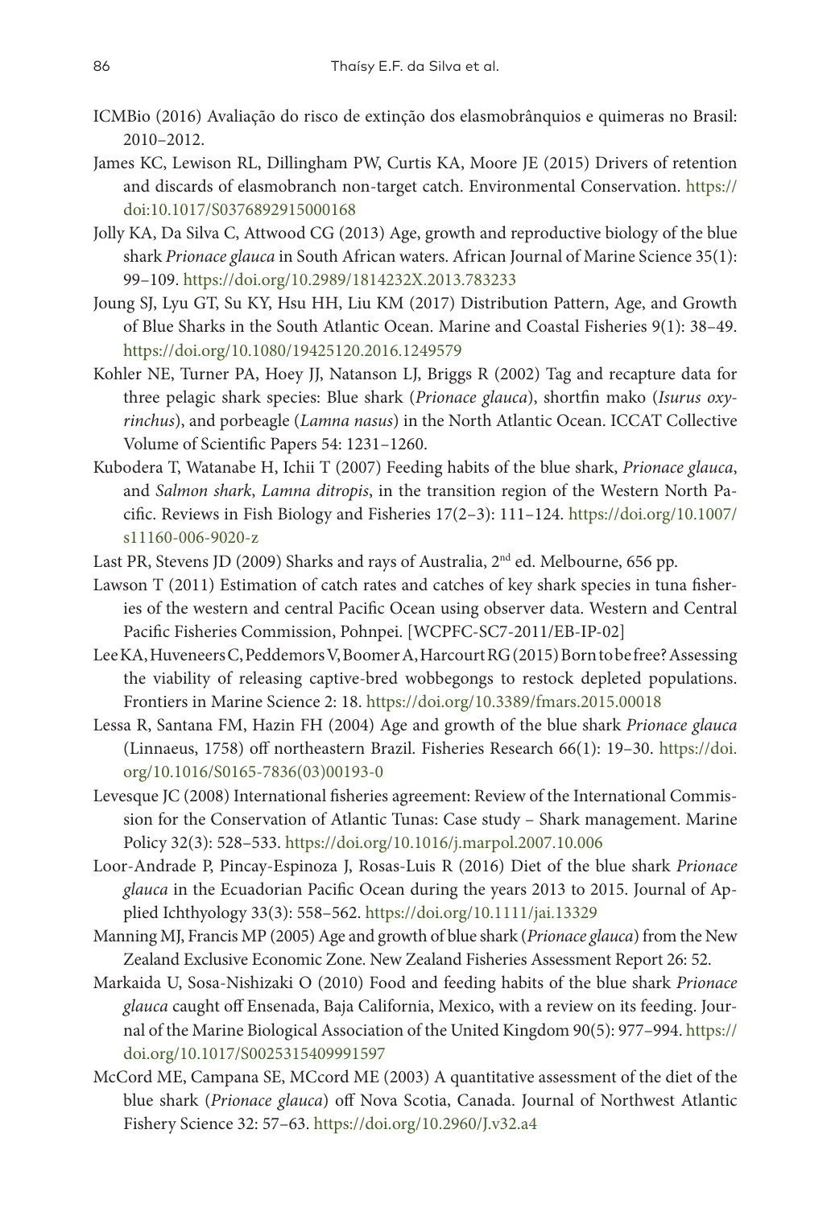ICMBio (2016) Avaliação do risco de extinção dos elasmobrânquios e quimeras no Brasil: 2010–2012.

James KC, Lewison RL, Dillingham PW, Curtis KA, Moore JE (2015) Drivers of retention and discards of elasmobranch non-target catch. Environmental Conservation. https://doi:10.1017/S0376892915000168

Jolly KA, Da Silva C, Attwood CG (2013) Age, growth and reproductive biology of the blue shark *Prionace glauca* in South African waters. African Journal of Marine Science 35(1): 99–109. https://doi.org/10.2989/1814232X.2013.783233

Joung SJ, Lyu GT, Su KY, Hsu HH, Liu KM (2017) Distribution Pattern, Age, and Growth of Blue Sharks in the South Atlantic Ocean. Marine and Coastal Fisheries 9(1): 38–49. https://doi.org/10.1080/19425120.2016.1249579

Kohler NE, Turner PA, Hoey JJ, Natanson LJ, Briggs R (2002) Tag and recapture data for three pelagic shark species: Blue shark (*Prionace glauca*), shortfin mako (*Isurus oxyrinchus*), and porbeagle (*Lamna nasus*) in the North Atlantic Ocean. ICCAT Collective Volume of Scientific Papers 54: 1231–1260.

Kubodera T, Watanabe H, Ichii T (2007) Feeding habits of the blue shark, *Prionace glauca*, and *Salmon shark*, *Lamna ditropis*, in the transition region of the Western North Pacific. Reviews in Fish Biology and Fisheries 17(2–3): 111–124. https://doi.org/10.1007/s11160-006-9020-z

Last PR, Stevens JD (2009) Sharks and rays of Australia, 2nd ed. Melbourne, 656 pp.

Lawson T (2011) Estimation of catch rates and catches of key shark species in tuna fisheries of the western and central Pacific Ocean using observer data. Western and Central Pacific Fisheries Commission, Pohnpei. [WCPFC-SC7-2011/EB-IP-02]

Lee KA, Huveneers C, Peddemors V, Boomer A, Harcourt RG (2015) Born to be free? Assessing the viability of releasing captive-bred wobbegongs to restock depleted populations. Frontiers in Marine Science 2: 18. https://doi.org/10.3389/fmars.2015.00018

Lessa R, Santana FM, Hazin FH (2004) Age and growth of the blue shark *Prionace glauca* (Linnaeus, 1758) off northeastern Brazil. Fisheries Research 66(1): 19–30. https://doi.org/10.1016/S0165-7836(03)00193-0

Levesque JC (2008) International fisheries agreement: Review of the International Commission for the Conservation of Atlantic Tunas: Case study – Shark management. Marine Policy 32(3): 528–533. https://doi.org/10.1016/j.marpol.2007.10.006

Loor-Andrade P, Pincay-Espinoza J, Rosas-Luis R (2016) Diet of the blue shark *Prionace glauca* in the Ecuadorian Pacific Ocean during the years 2013 to 2015. Journal of Applied Ichthyology 33(3): 558–562. https://doi.org/10.1111/jai.13329

Manning MJ, Francis MP (2005) Age and growth of blue shark (*Prionace glauca*) from the New Zealand Exclusive Economic Zone. New Zealand Fisheries Assessment Report 26: 52.

Markaida U, Sosa-Nishizaki O (2010) Food and feeding habits of the blue shark *Prionace glauca* caught off Ensenada, Baja California, Mexico, with a review on its feeding. Journal of the Marine Biological Association of the United Kingdom 90(5): 977–994. https://doi.org/10.1017/S0025315409991597

McCord ME, Campana SE, MCcord ME (2003) A quantitative assessment of the diet of the blue shark (*Prionace glauca*) off Nova Scotia, Canada. Journal of Northwest Atlantic Fishery Science 32: 57–63. https://doi.org/10.2960/J.v32.a4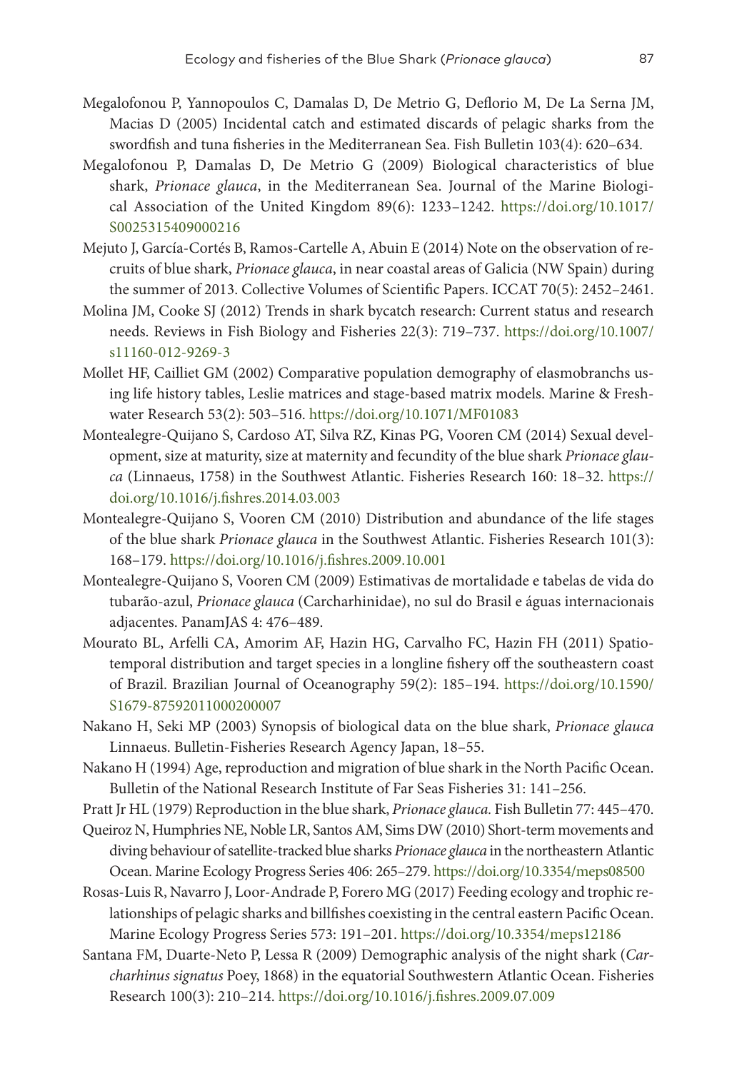Megalofonou P, Yannopoulos C, Damalas D, De Metrio G, Deflorio M, De La Serna JM, Macias D (2005) Incidental catch and estimated discards of pelagic sharks from the swordfish and tuna fisheries in the Mediterranean Sea. Fish Bulletin 103(4): 620–634.

Megalofonou P, Damalas D, De Metrio G (2009) Biological characteristics of blue shark, *Prionace glauca*, in the Mediterranean Sea. Journal of the Marine Biological Association of the United Kingdom 89(6): 1233–1242. https://doi.org/10.1017/S0025315409000216

Mejuto J, García-Cortés B, Ramos-Cartelle A, Abuin E (2014) Note on the observation of recruits of blue shark, *Prionace glauca*, in near coastal areas of Galicia (NW Spain) during the summer of 2013. Collective Volumes of Scientific Papers. ICCAT 70(5): 2452–2461.

Molina JM, Cooke SJ (2012) Trends in shark bycatch research: Current status and research needs. Reviews in Fish Biology and Fisheries 22(3): 719–737. https://doi.org/10.1007/s11160-012-9269-3

Mollet HF, Cailliet GM (2002) Comparative population demography of elasmobranchs using life history tables, Leslie matrices and stage-based matrix models. Marine & Freshwater Research 53(2): 503–516. https://doi.org/10.1071/MF01083

Montealegre-Quijano S, Cardoso AT, Silva RZ, Kinas PG, Vooren CM (2014) Sexual development, size at maturity, size at maternity and fecundity of the blue shark *Prionace glauca* (Linnaeus, 1758) in the Southwest Atlantic. Fisheries Research 160: 18–32. https://doi.org/10.1016/j.fishres.2014.03.003

Montealegre-Quijano S, Vooren CM (2010) Distribution and abundance of the life stages of the blue shark *Prionace glauca* in the Southwest Atlantic. Fisheries Research 101(3): 168–179. https://doi.org/10.1016/j.fishres.2009.10.001

Montealegre-Quijano S, Vooren CM (2009) Estimativas de mortalidade e tabelas de vida do tubarão-azul, *Prionace glauca* (Carcharhinidae), no sul do Brasil e águas internacionais adjacentes. PanamJAS 4: 476–489.

Mourato BL, Arfelli CA, Amorim AF, Hazin HG, Carvalho FC, Hazin FH (2011) Spatiotemporal distribution and target species in a longline fishery off the southeastern coast of Brazil. Brazilian Journal of Oceanography 59(2): 185–194. https://doi.org/10.1590/S1679-87592011000200007

Nakano H, Seki MP (2003) Synopsis of biological data on the blue shark, *Prionace glauca* Linnaeus. Bulletin-Fisheries Research Agency Japan, 18–55.

Nakano H (1994) Age, reproduction and migration of blue shark in the North Pacific Ocean. Bulletin of the National Research Institute of Far Seas Fisheries 31: 141–256.

Pratt Jr HL (1979) Reproduction in the blue shark, *Prionace glauca.* Fish Bulletin 77: 445–470.

Queiroz N, Humphries NE, Noble LR, Santos AM, Sims DW (2010) Short-term movements and diving behaviour of satellite-tracked blue sharks *Prionace glauca* in the northeastern Atlantic Ocean. Marine Ecology Progress Series 406: 265–279. https://doi.org/10.3354/meps08500

Rosas-Luis R, Navarro J, Loor-Andrade P, Forero MG (2017) Feeding ecology and trophic relationships of pelagic sharks and billfishes coexisting in the central eastern Pacific Ocean. Marine Ecology Progress Series 573: 191–201. https://doi.org/10.3354/meps12186

Santana FM, Duarte-Neto P, Lessa R (2009) Demographic analysis of the night shark (*Carcharhinus signatus* Poey, 1868) in the equatorial Southwestern Atlantic Ocean. Fisheries Research 100(3): 210–214. https://doi.org/10.1016/j.fishres.2009.07.009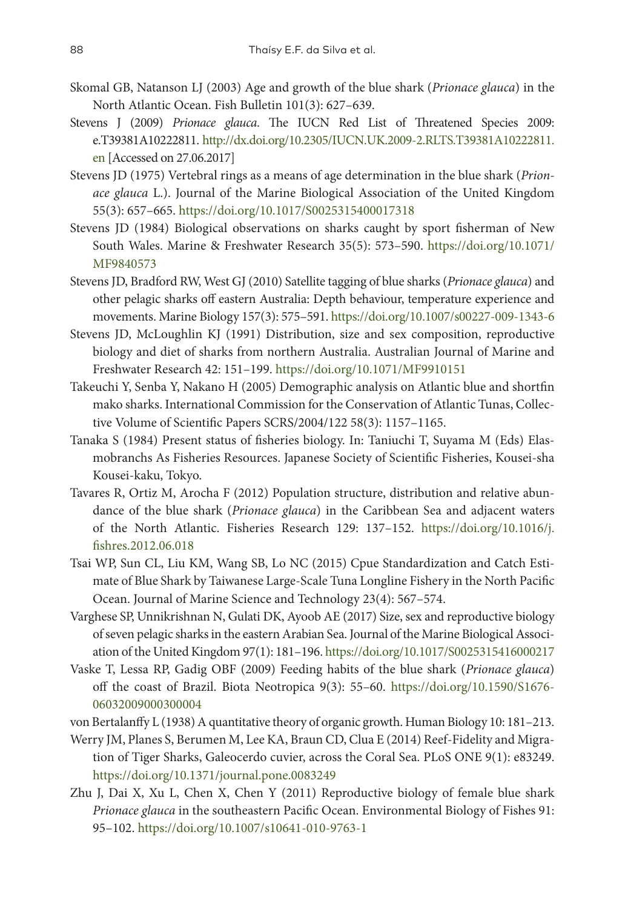Skomal GB, Natanson LJ (2003) Age and growth of the blue shark (*Prionace glauca*) in the North Atlantic Ocean. Fish Bulletin 101(3): 627–639.

Stevens J (2009) *Prionace glauca*. The IUCN Red List of Threatened Species 2009: e.T39381A10222811. http://dx.doi.org/10.2305/IUCN.UK.2009-2.RLTS.T39381A10222811.en [Accessed on 27.06.2017]

Stevens JD (1975) Vertebral rings as a means of age determination in the blue shark (*Prionace glauca* L.). Journal of the Marine Biological Association of the United Kingdom 55(3): 657–665. https://doi.org/10.1017/S0025315400017318

Stevens JD (1984) Biological observations on sharks caught by sport fisherman of New South Wales. Marine & Freshwater Research 35(5): 573–590. https://doi.org/10.1071/MF9840573

Stevens JD, Bradford RW, West GJ (2010) Satellite tagging of blue sharks (*Prionace glauca*) and other pelagic sharks off eastern Australia: Depth behaviour, temperature experience and movements. Marine Biology 157(3): 575–591. https://doi.org/10.1007/s00227-009-1343-6

Stevens JD, McLoughlin KJ (1991) Distribution, size and sex composition, reproductive biology and diet of sharks from northern Australia. Australian Journal of Marine and Freshwater Research 42: 151–199. https://doi.org/10.1071/MF9910151

Takeuchi Y, Senba Y, Nakano H (2005) Demographic analysis on Atlantic blue and shortfin mako sharks. International Commission for the Conservation of Atlantic Tunas, Collective Volume of Scientific Papers SCRS/2004/122 58(3): 1157–1165.

Tanaka S (1984) Present status of fisheries biology. In: Taniuchi T, Suyama M (Eds) Elasmobranchs As Fisheries Resources. Japanese Society of Scientific Fisheries, Kousei-sha Kousei-kaku, Tokyo.

Tavares R, Ortiz M, Arocha F (2012) Population structure, distribution and relative abundance of the blue shark (*Prionace glauca*) in the Caribbean Sea and adjacent waters of the North Atlantic. Fisheries Research 129: 137–152. https://doi.org/10.1016/j.fishres.2012.06.018

Tsai WP, Sun CL, Liu KM, Wang SB, Lo NC (2015) Cpue Standardization and Catch Estimate of Blue Shark by Taiwanese Large-Scale Tuna Longline Fishery in the North Pacific Ocean. Journal of Marine Science and Technology 23(4): 567–574.

Varghese SP, Unnikrishnan N, Gulati DK, Ayoob AE (2017) Size, sex and reproductive biology of seven pelagic sharks in the eastern Arabian Sea. Journal of the Marine Biological Association of the United Kingdom 97(1): 181–196. https://doi.org/10.1017/S0025315416000217

Vaske T, Lessa RP, Gadig OBF (2009) Feeding habits of the blue shark (*Prionace glauca*) off the coast of Brazil. Biota Neotropica 9(3): 55–60. https://doi.org/10.1590/S1676-06032009000300004

von Bertalanffy L (1938) A quantitative theory of organic growth. Human Biology 10: 181–213.

Werry JM, Planes S, Berumen M, Lee KA, Braun CD, Clua E (2014) Reef-Fidelity and Migration of Tiger Sharks, Galeocerdo cuvier, across the Coral Sea. PLoS ONE 9(1): e83249. https://doi.org/10.1371/journal.pone.0083249

Zhu J, Dai X, Xu L, Chen X, Chen Y (2011) Reproductive biology of female blue shark *Prionace glauca* in the southeastern Pacific Ocean. Environmental Biology of Fishes 91: 95–102. https://doi.org/10.1007/s10641-010-9763-1